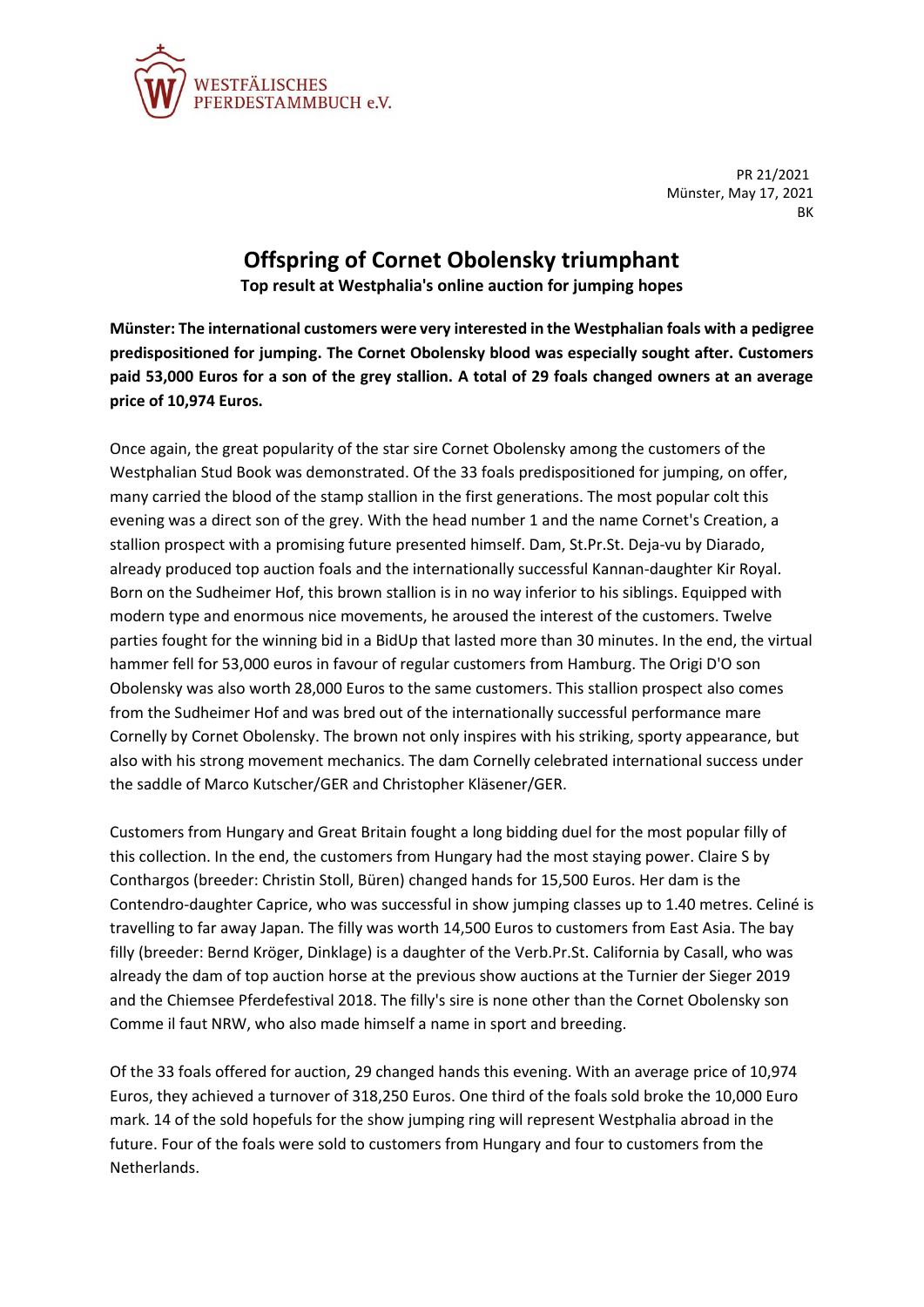WESTFÄLISCHES PFERDESTAMMBUCH e.V.

PR 21/2021
Münster, May 17, 2021
BK

# Offspring of Cornet Obolensky triumphant

**Top result at Westphalia's online auction for jumping hopes**

**Münster: The international customers were very interested in the Westphalian foals with a pedigree predispositioned for jumping. The Cornet Obolensky blood was especially sought after. Customers paid 53,000 Euros for a son of the grey stallion. A total of 29 foals changed owners at an average price of 10,974 Euros.**

Once again, the great popularity of the star sire Cornet Obolensky among the customers of the Westphalian Stud Book was demonstrated. Of the 33 foals predispositioned for jumping, on offer, many carried the blood of the stamp stallion in the first generations. The most popular colt this evening was a direct son of the grey. With the head number 1 and the name Cornet's Creation, a stallion prospect with a promising future presented himself. Dam, St.Pr.St. Deja-vu by Diarado, already produced top auction foals and the internationally successful Kannan-daughter Kir Royal. Born on the Sudheimer Hof, this brown stallion is in no way inferior to his siblings. Equipped with modern type and enormous nice movements, he aroused the interest of the customers. Twelve parties fought for the winning bid in a BidUp that lasted more than 30 minutes. In the end, the virtual hammer fell for 53,000 euros in favour of regular customers from Hamburg. The Origi D'O son Obolensky was also worth 28,000 Euros to the same customers. This stallion prospect also comes from the Sudheimer Hof and was bred out of the internationally successful performance mare Cornelly by Cornet Obolensky. The brown not only inspires with his striking, sporty appearance, but also with his strong movement mechanics. The dam Cornelly celebrated international success under the saddle of Marco Kutscher/GER and Christopher Kläsener/GER.

Customers from Hungary and Great Britain fought a long bidding duel for the most popular filly of this collection. In the end, the customers from Hungary had the most staying power. Claire S by Conthargos (breeder: Christin Stoll, Büren) changed hands for 15,500 Euros. Her dam is the Contendro-daughter Caprice, who was successful in show jumping classes up to 1.40 metres. Celiné is travelling to far away Japan. The filly was worth 14,500 Euros to customers from East Asia. The bay filly (breeder: Bernd Kröger, Dinklage) is a daughter of the Verb.Pr.St. California by Casall, who was already the dam of top auction horse at the previous show auctions at the Turnier der Sieger 2019 and the Chiemsee Pferdefestival 2018. The filly's sire is none other than the Cornet Obolensky son Comme il faut NRW, who also made himself a name in sport and breeding.

Of the 33 foals offered for auction, 29 changed hands this evening. With an average price of 10,974 Euros, they achieved a turnover of 318,250 Euros. One third of the foals sold broke the 10,000 Euro mark. 14 of the sold hopefuls for the show jumping ring will represent Westphalia abroad in the future. Four of the foals were sold to customers from Hungary and four to customers from the Netherlands.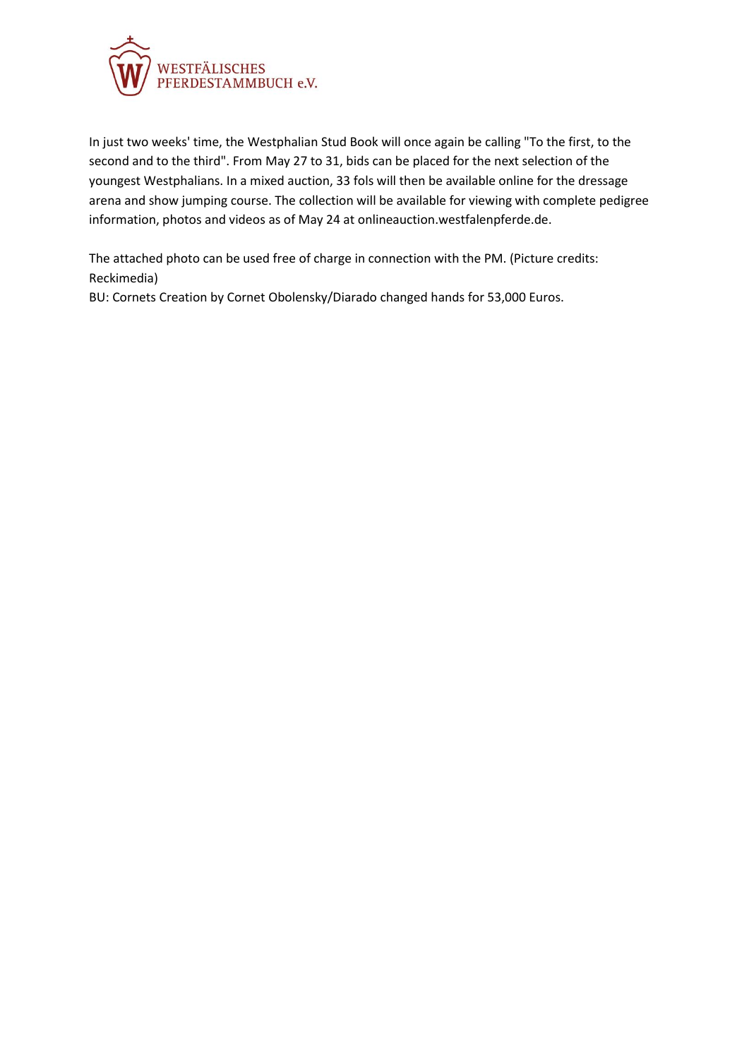In just two weeks' time, the Westphalian Stud Book will once again be calling "To the first, to the second and to the third". From May 27 to 31, bids can be placed for the next selection of the youngest Westphalians. In a mixed auction, 33 fols will then be available online for the dressage arena and show jumping course. The collection will be available for viewing with complete pedigree information, photos and videos as of May 24 at onlineauction.westfalenpferde.de.

The attached photo can be used free of charge in connection with the PM. (Picture credits: Reckimedia)
BU: Cornets Creation by Cornet Obolensky/Diarado changed hands for 53,000 Euros.